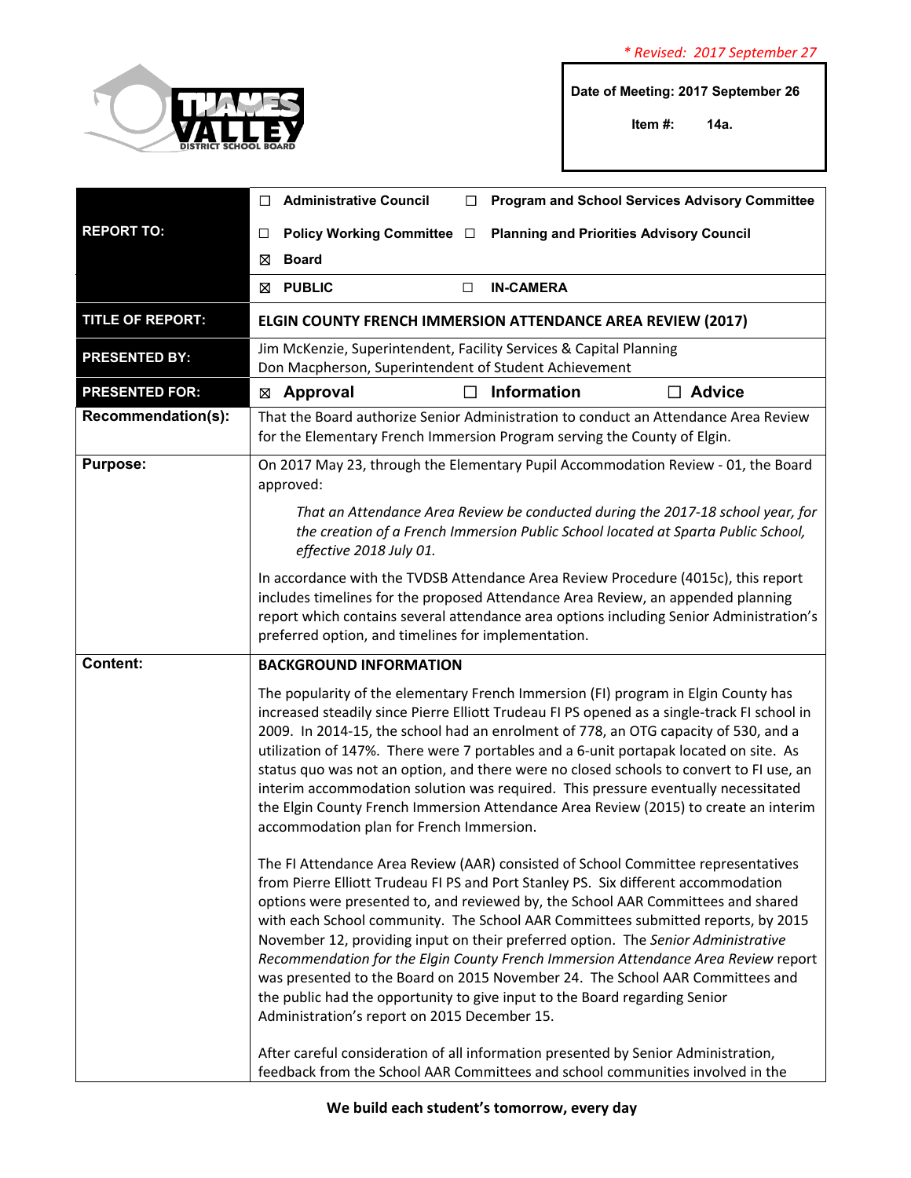*\* Revised: 2017 September 27*

**Date of Meeting: 2017 September 26**

**Item #: 14a.**

| | |
|---|---|
| **REPORT TO:** | ☐ **Administrative Council** ☐ **Program and School Services Advisory Committee**<br>☐ **Policy Working Committee** ☐ **Planning and Priorities Advisory Council**<br>☒ **Board** |
| | ☒ **PUBLIC** ☐ **IN-CAMERA** |
| **TITLE OF REPORT:** | **ELGIN COUNTY FRENCH IMMERSION ATTENDANCE AREA REVIEW (2017)** |
| **PRESENTED BY:** | Jim McKenzie, Superintendent, Facility Services & Capital Planning<br>Don Macpherson, Superintendent of Student Achievement |
| **PRESENTED FOR:** | ☒ **Approval** ☐ **Information** ☐ **Advice** |
| **Recommendation(s):** | That the Board authorize Senior Administration to conduct an Attendance Area Review for the Elementary French Immersion Program serving the County of Elgin. |

**Purpose:**

On 2017 May 23, through the Elementary Pupil Accommodation Review - 01, the Board approved:

> *That an Attendance Area Review be conducted during the 2017-18 school year, for the creation of a French Immersion Public School located at Sparta Public School, effective 2018 July 01.*

In accordance with the TVDSB Attendance Area Review Procedure (4015c), this report includes timelines for the proposed Attendance Area Review, an appended planning report which contains several attendance area options including Senior Administration's preferred option, and timelines for implementation.

**Content:**

**BACKGROUND INFORMATION**

The popularity of the elementary French Immersion (FI) program in Elgin County has increased steadily since Pierre Elliott Trudeau FI PS opened as a single-track FI school in 2009. In 2014-15, the school had an enrolment of 778, an OTG capacity of 530, and a utilization of 147%. There were 7 portables and a 6-unit portapak located on site. As status quo was not an option, and there were no closed schools to convert to FI use, an interim accommodation solution was required. This pressure eventually necessitated the Elgin County French Immersion Attendance Area Review (2015) to create an interim accommodation plan for French Immersion.

The FI Attendance Area Review (AAR) consisted of School Committee representatives from Pierre Elliott Trudeau FI PS and Port Stanley PS. Six different accommodation options were presented to, and reviewed by, the School AAR Committees and shared with each School community. The School AAR Committees submitted reports, by 2015 November 12, providing input on their preferred option. The *Senior Administrative Recommendation for the Elgin County French Immersion Attendance Area Review* report was presented to the Board on 2015 November 24. The School AAR Committees and the public had the opportunity to give input to the Board regarding Senior Administration's report on 2015 December 15.

After careful consideration of all information presented by Senior Administration, feedback from the School AAR Committees and school communities involved in the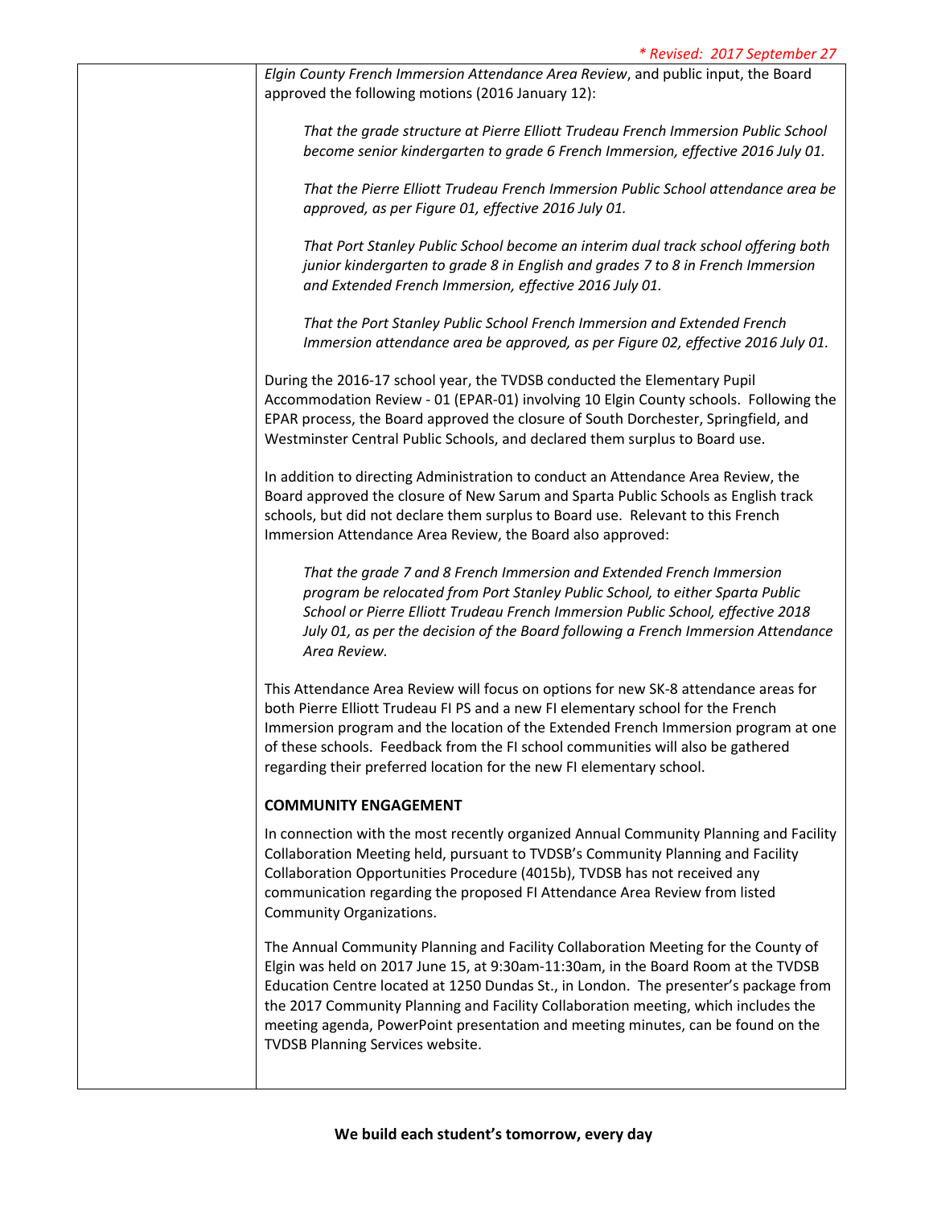*Elgin County French Immersion Attendance Area Review*, and public input, the Board approved the following motions (2016 January 12):

> *That the grade structure at Pierre Elliott Trudeau French Immersion Public School become senior kindergarten to grade 6 French Immersion, effective 2016 July 01.*
>
> *That the Pierre Elliott Trudeau French Immersion Public School attendance area be approved, as per Figure 01, effective 2016 July 01.*
>
> *That Port Stanley Public School become an interim dual track school offering both junior kindergarten to grade 8 in English and grades 7 to 8 in French Immersion and Extended French Immersion, effective 2016 July 01.*
>
> *That the Port Stanley Public School French Immersion and Extended French Immersion attendance area be approved, as per Figure 02, effective 2016 July 01.*

During the 2016-17 school year, the TVDSB conducted the Elementary Pupil Accommodation Review - 01 (EPAR-01) involving 10 Elgin County schools. Following the EPAR process, the Board approved the closure of South Dorchester, Springfield, and Westminster Central Public Schools, and declared them surplus to Board use.

In addition to directing Administration to conduct an Attendance Area Review, the Board approved the closure of New Sarum and Sparta Public Schools as English track schools, but did not declare them surplus to Board use. Relevant to this French Immersion Attendance Area Review, the Board also approved:

> *That the grade 7 and 8 French Immersion and Extended French Immersion program be relocated from Port Stanley Public School, to either Sparta Public School or Pierre Elliott Trudeau French Immersion Public School, effective 2018 July 01, as per the decision of the Board following a French Immersion Attendance Area Review.*

This Attendance Area Review will focus on options for new SK-8 attendance areas for both Pierre Elliott Trudeau FI PS and a new FI elementary school for the French Immersion program and the location of the Extended French Immersion program at one of these schools. Feedback from the FI school communities will also be gathered regarding their preferred location for the new FI elementary school.

**COMMUNITY ENGAGEMENT**

In connection with the most recently organized Annual Community Planning and Facility Collaboration Meeting held, pursuant to TVDSB's Community Planning and Facility Collaboration Opportunities Procedure (4015b), TVDSB has not received any communication regarding the proposed FI Attendance Area Review from listed Community Organizations.

The Annual Community Planning and Facility Collaboration Meeting for the County of Elgin was held on 2017 June 15, at 9:30am-11:30am, in the Board Room at the TVDSB Education Centre located at 1250 Dundas St., in London. The presenter's package from the 2017 Community Planning and Facility Collaboration meeting, which includes the meeting agenda, PowerPoint presentation and meeting minutes, can be found on the TVDSB Planning Services website.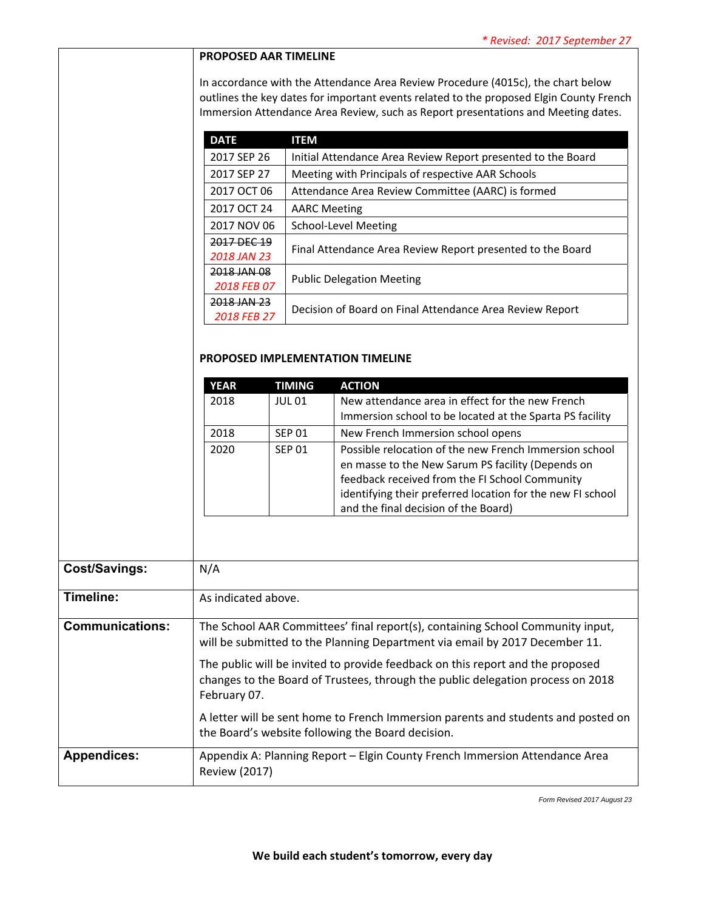*\* Revised: 2017 September 27*

**PROPOSED AAR TIMELINE**

In accordance with the Attendance Area Review Procedure (4015c), the chart below outlines the key dates for important events related to the proposed Elgin County French Immersion Attendance Area Review, such as Report presentations and Meeting dates.

| DATE | ITEM |
|---|---|
| 2017 SEP 26 | Initial Attendance Area Review Report presented to the Board |
| 2017 SEP 27 | Meeting with Principals of respective AAR Schools |
| 2017 OCT 06 | Attendance Area Review Committee (AARC) is formed |
| 2017 OCT 24 | AARC Meeting |
| 2017 NOV 06 | School-Level Meeting |
| ~~2017 DEC 19~~ *2018 JAN 23* | Final Attendance Area Review Report presented to the Board |
| ~~2018 JAN 08~~ *2018 FEB 07* | Public Delegation Meeting |
| ~~2018 JAN 23~~ *2018 FEB 27* | Decision of Board on Final Attendance Area Review Report |

**PROPOSED IMPLEMENTATION TIMELINE**

| YEAR | TIMING | ACTION |
|---|---|---|
| 2018 | JUL 01 | New attendance area in effect for the new French Immersion school to be located at the Sparta PS facility |
| 2018 | SEP 01 | New French Immersion school opens |
| 2020 | SEP 01 | Possible relocation of the new French Immersion school en masse to the New Sarum PS facility (Depends on feedback received from the FI School Community identifying their preferred location for the new FI school and the final decision of the Board) |

| | |
|---|---|
| **Cost/Savings:** | N/A |
| **Timeline:** | As indicated above. |
| **Communications:** | The School AAR Committees' final report(s), containing School Community input, will be submitted to the Planning Department via email by 2017 December 11.<br><br>The public will be invited to provide feedback on this report and the proposed changes to the Board of Trustees, through the public delegation process on 2018 February 07.<br><br>A letter will be sent home to French Immersion parents and students and posted on the Board's website following the Board decision. |
| **Appendices:** | Appendix A: Planning Report – Elgin County French Immersion Attendance Area Review (2017) |

*Form Revised 2017 August 23*

**We build each student's tomorrow, every day**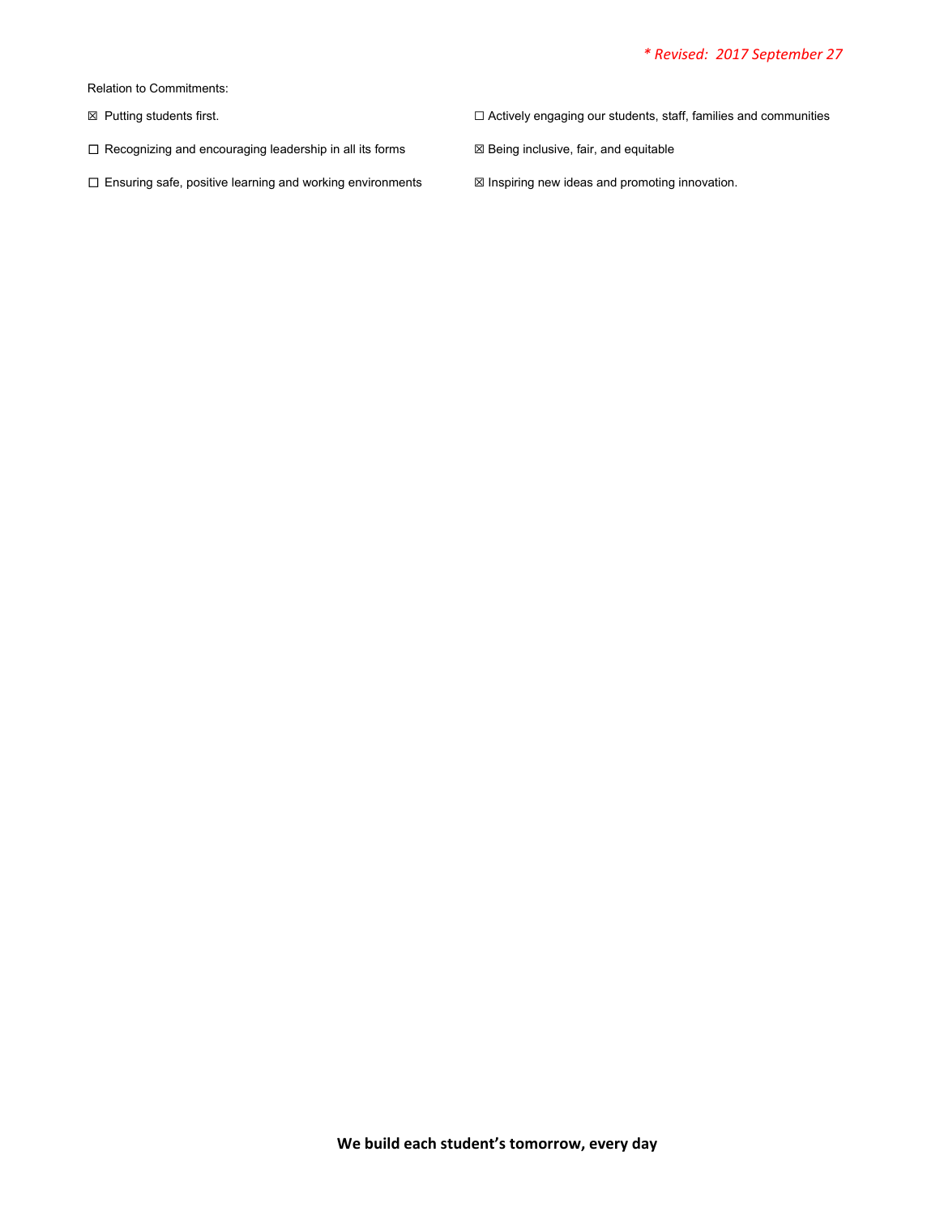*\* Revised: 2017 September 27*

Relation to Commitments:

☒ Putting students first.

☐ Recognizing and encouraging leadership in all its forms

☐ Ensuring safe, positive learning and working environments

☐ Actively engaging our students, staff, families and communities

☒ Being inclusive, fair, and equitable

☒ Inspiring new ideas and promoting innovation.

**We build each student's tomorrow, every day**